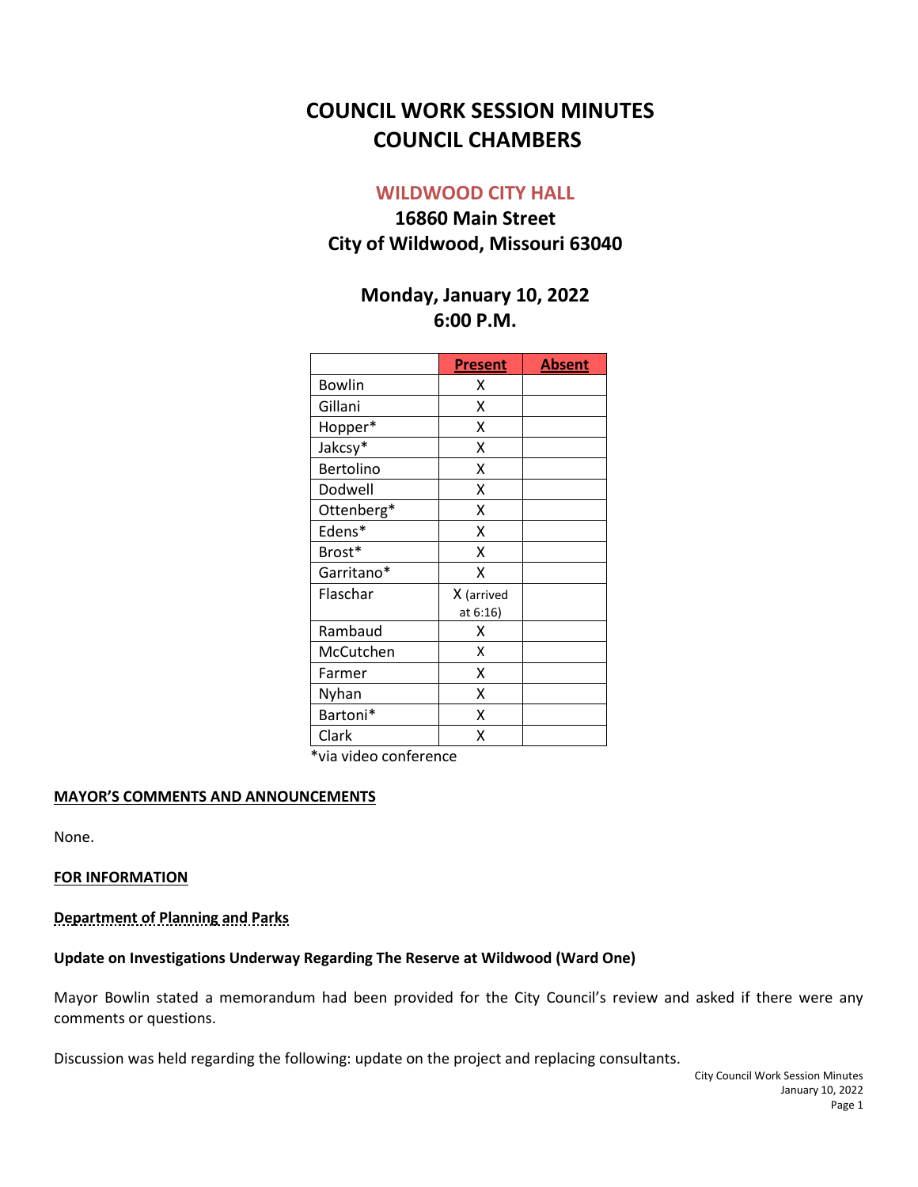# COUNCIL WORK SESSION MINUTES
# COUNCIL CHAMBERS

## WILDWOOD CITY HALL

### 16860 Main Street
### City of Wildwood, Missouri 63040

### Monday, January 10, 2022
### 6:00 P.M.

| | Present | Absent |
|---|---|---|
| Bowlin | X | |
| Gillani | X | |
| Hopper* | X | |
| Jakcsy* | X | |
| Bertolino | X | |
| Dodwell | X | |
| Ottenberg* | X | |
| Edens* | X | |
| Brost* | X | |
| Garritano* | X | |
| Flaschar | X (arrived at 6:16) | |
| Rambaud | X | |
| McCutchen | X | |
| Farmer | X | |
| Nyhan | X | |
| Bartoni* | X | |
| Clark | X | |

*via video conference

**MAYOR'S COMMENTS AND ANNOUNCEMENTS**

None.

**FOR INFORMATION**

**Department of Planning and Parks**

**Update on Investigations Underway Regarding The Reserve at Wildwood (Ward One)**

Mayor Bowlin stated a memorandum had been provided for the City Council's review and asked if there were any comments or questions.

Discussion was held regarding the following: update on the project and replacing consultants.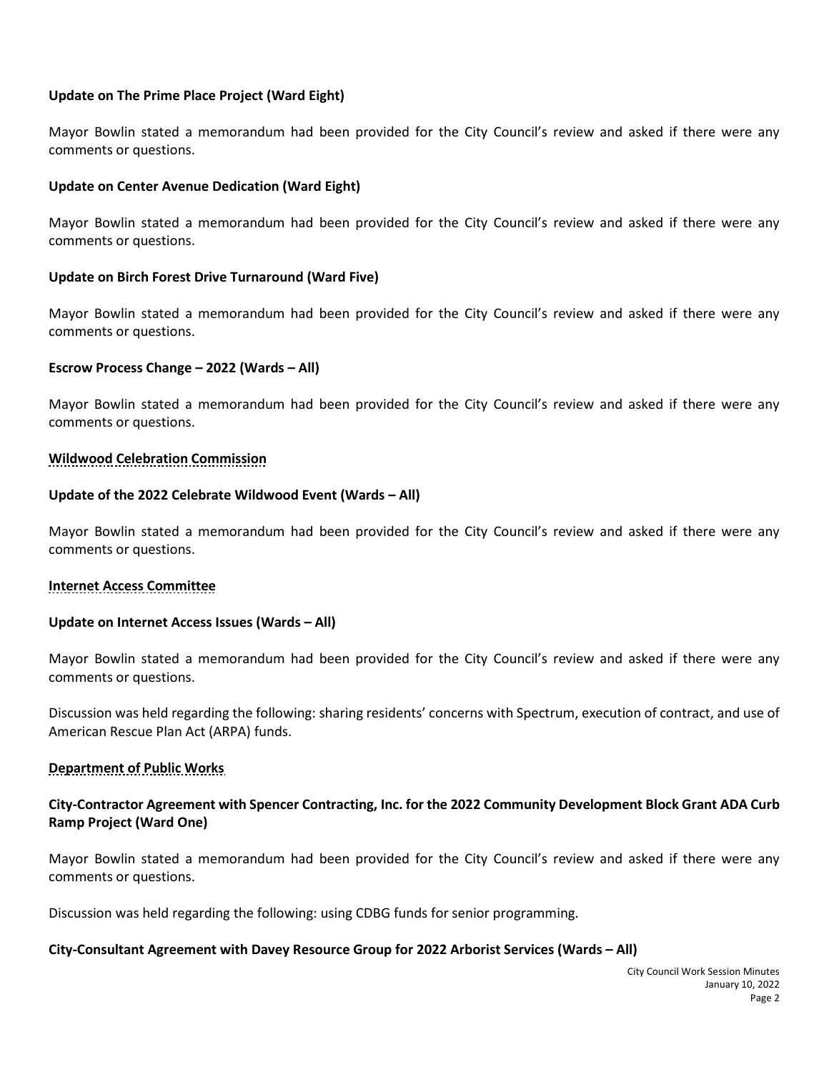**Update on The Prime Place Project (Ward Eight)**

Mayor Bowlin stated a memorandum had been provided for the City Council's review and asked if there were any comments or questions.

**Update on Center Avenue Dedication (Ward Eight)**

Mayor Bowlin stated a memorandum had been provided for the City Council's review and asked if there were any comments or questions.

**Update on Birch Forest Drive Turnaround (Ward Five)**

Mayor Bowlin stated a memorandum had been provided for the City Council's review and asked if there were any comments or questions.

**Escrow Process Change – 2022 (Wards – All)**

Mayor Bowlin stated a memorandum had been provided for the City Council's review and asked if there were any comments or questions.

**Wildwood Celebration Commission**

**Update of the 2022 Celebrate Wildwood Event (Wards – All)**

Mayor Bowlin stated a memorandum had been provided for the City Council's review and asked if there were any comments or questions.

**Internet Access Committee**

**Update on Internet Access Issues (Wards – All)**

Mayor Bowlin stated a memorandum had been provided for the City Council's review and asked if there were any comments or questions.

Discussion was held regarding the following: sharing residents' concerns with Spectrum, execution of contract, and use of American Rescue Plan Act (ARPA) funds.

**Department of Public Works**

**City-Contractor Agreement with Spencer Contracting, Inc. for the 2022 Community Development Block Grant ADA Curb Ramp Project (Ward One)**

Mayor Bowlin stated a memorandum had been provided for the City Council's review and asked if there were any comments or questions.

Discussion was held regarding the following: using CDBG funds for senior programming.

**City-Consultant Agreement with Davey Resource Group for 2022 Arborist Services (Wards – All)**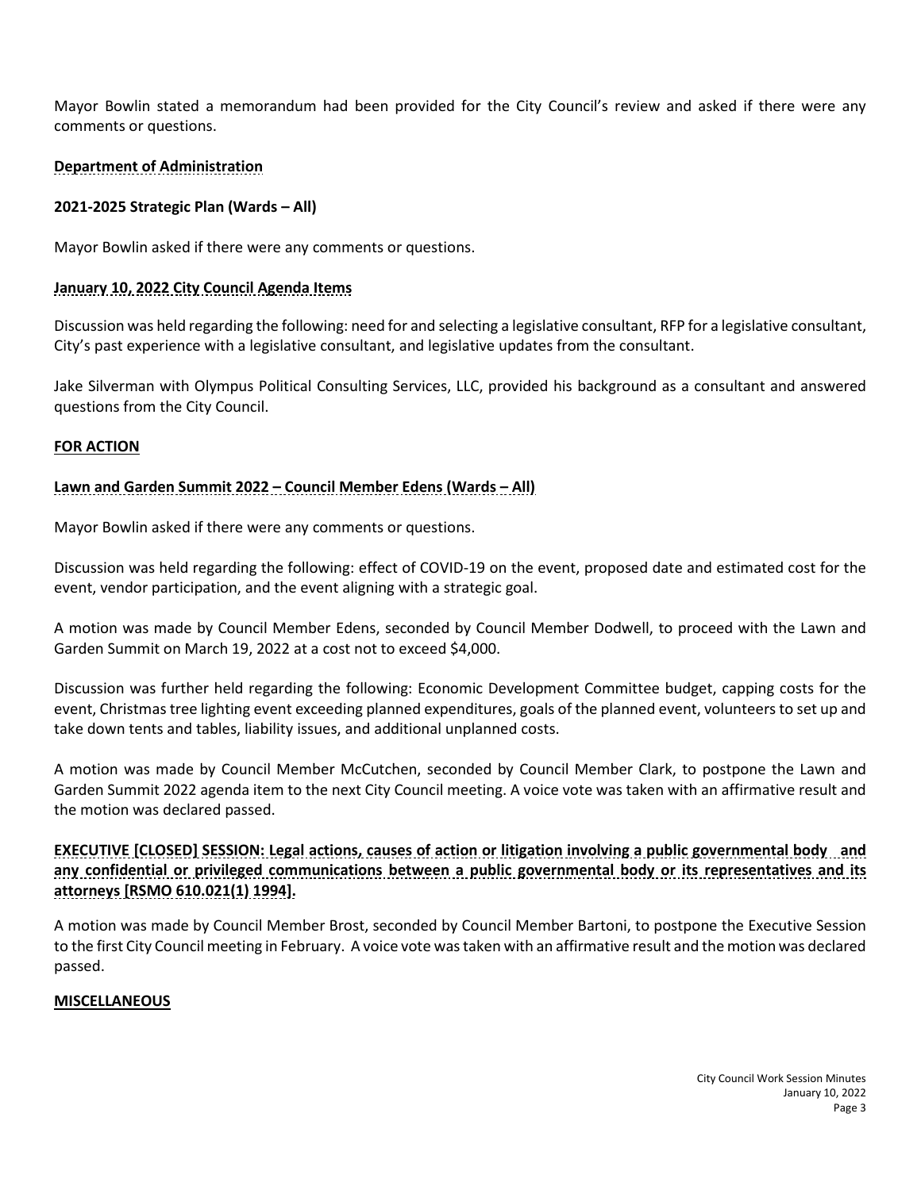Mayor Bowlin stated a memorandum had been provided for the City Council's review and asked if there were any comments or questions.

**Department of Administration**

**2021-2025 Strategic Plan (Wards – All)**

Mayor Bowlin asked if there were any comments or questions.

**January 10, 2022 City Council Agenda Items**

Discussion was held regarding the following: need for and selecting a legislative consultant, RFP for a legislative consultant, City's past experience with a legislative consultant, and legislative updates from the consultant.

Jake Silverman with Olympus Political Consulting Services, LLC, provided his background as a consultant and answered questions from the City Council.

**FOR ACTION**

**Lawn and Garden Summit 2022 – Council Member Edens (Wards – All)**

Mayor Bowlin asked if there were any comments or questions.

Discussion was held regarding the following: effect of COVID-19 on the event, proposed date and estimated cost for the event, vendor participation, and the event aligning with a strategic goal.

A motion was made by Council Member Edens, seconded by Council Member Dodwell, to proceed with the Lawn and Garden Summit on March 19, 2022 at a cost not to exceed $4,000.

Discussion was further held regarding the following: Economic Development Committee budget, capping costs for the event, Christmas tree lighting event exceeding planned expenditures, goals of the planned event, volunteers to set up and take down tents and tables, liability issues, and additional unplanned costs.

A motion was made by Council Member McCutchen, seconded by Council Member Clark, to postpone the Lawn and Garden Summit 2022 agenda item to the next City Council meeting. A voice vote was taken with an affirmative result and the motion was declared passed.

**EXECUTIVE [CLOSED] SESSION: Legal actions, causes of action or litigation involving a public governmental body and any confidential or privileged communications between a public governmental body or its representatives and its attorneys [RSMO 610.021(1) 1994].**

A motion was made by Council Member Brost, seconded by Council Member Bartoni, to postpone the Executive Session to the first City Council meeting in February. A voice vote was taken with an affirmative result and the motion was declared passed.

**MISCELLANEOUS**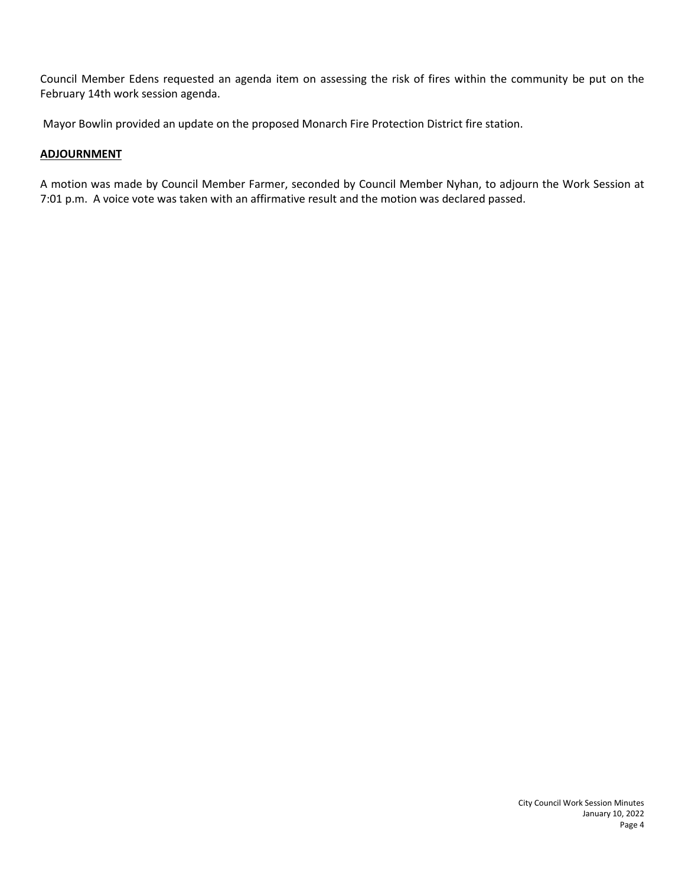Council Member Edens requested an agenda item on assessing the risk of fires within the community be put on the February 14th work session agenda.

Mayor Bowlin provided an update on the proposed Monarch Fire Protection District fire station.

**ADJOURNMENT**

A motion was made by Council Member Farmer, seconded by Council Member Nyhan, to adjourn the Work Session at 7:01 p.m. A voice vote was taken with an affirmative result and the motion was declared passed.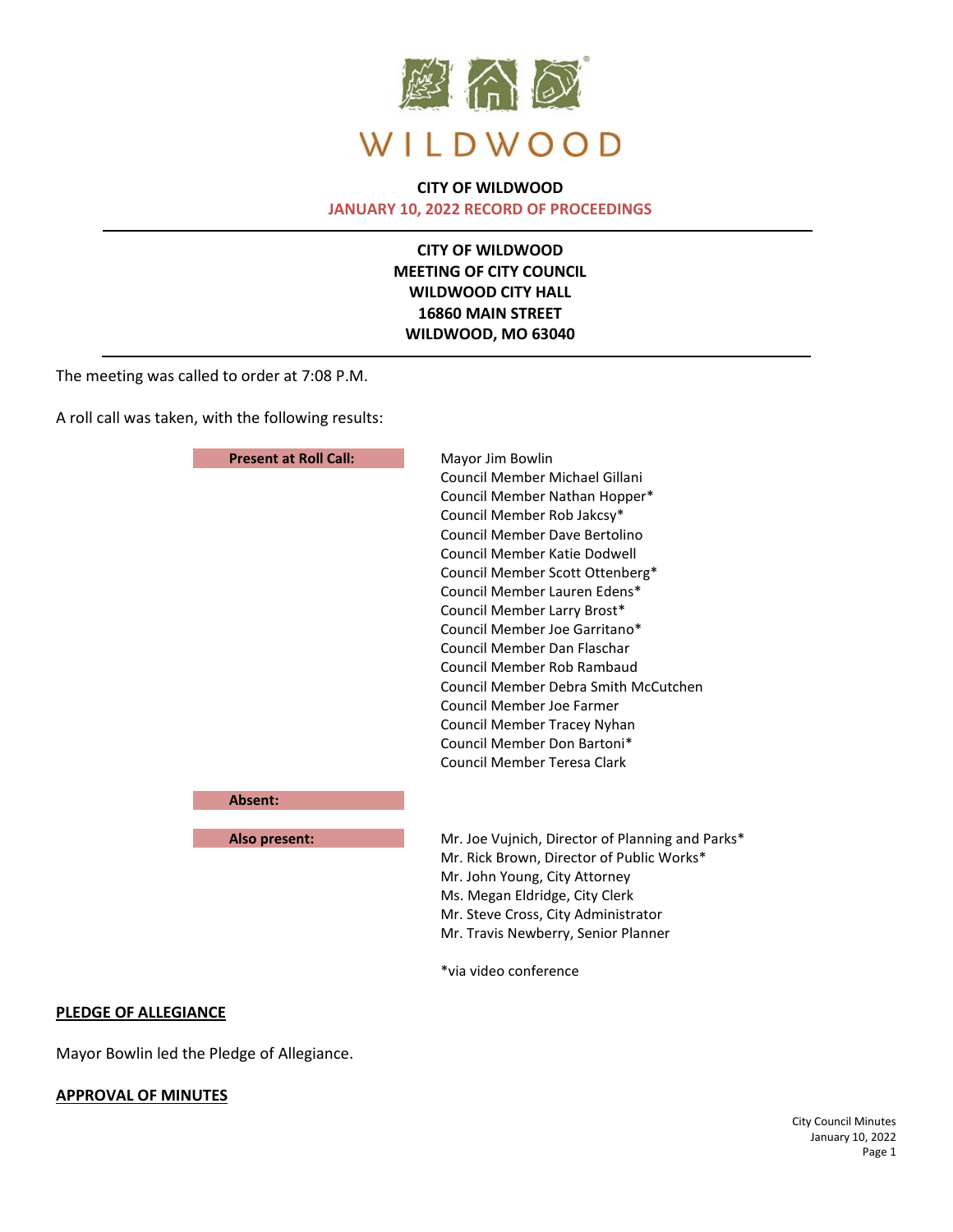WILDWOOD

**CITY OF WILDWOOD**
**JANUARY 10, 2022 RECORD OF PROCEEDINGS**

---

**CITY OF WILDWOOD**
**MEETING OF CITY COUNCIL**
**WILDWOOD CITY HALL**
**16860 MAIN STREET**
**WILDWOOD, MO 63040**

---

The meeting was called to order at 7:08 P.M.

A roll call was taken, with the following results:

| | |
|---|---|
| **Present at Roll Call:** | Mayor Jim Bowlin<br>Council Member Michael Gillani<br>Council Member Nathan Hopper*<br>Council Member Rob Jakcsy*<br>Council Member Dave Bertolino<br>Council Member Katie Dodwell<br>Council Member Scott Ottenberg*<br>Council Member Lauren Edens*<br>Council Member Larry Brost*<br>Council Member Joe Garritano*<br>Council Member Dan Flaschar<br>Council Member Rob Rambaud<br>Council Member Debra Smith McCutchen<br>Council Member Joe Farmer<br>Council Member Tracey Nyhan<br>Council Member Don Bartoni*<br>Council Member Teresa Clark |
| **Absent:** | |
| **Also present:** | Mr. Joe Vujnich, Director of Planning and Parks*<br>Mr. Rick Brown, Director of Public Works*<br>Mr. John Young, City Attorney<br>Ms. Megan Eldridge, City Clerk<br>Mr. Steve Cross, City Administrator<br>Mr. Travis Newberry, Senior Planner<br><br>*via video conference |

## PLEDGE OF ALLEGIANCE

Mayor Bowlin led the Pledge of Allegiance.

## APPROVAL OF MINUTES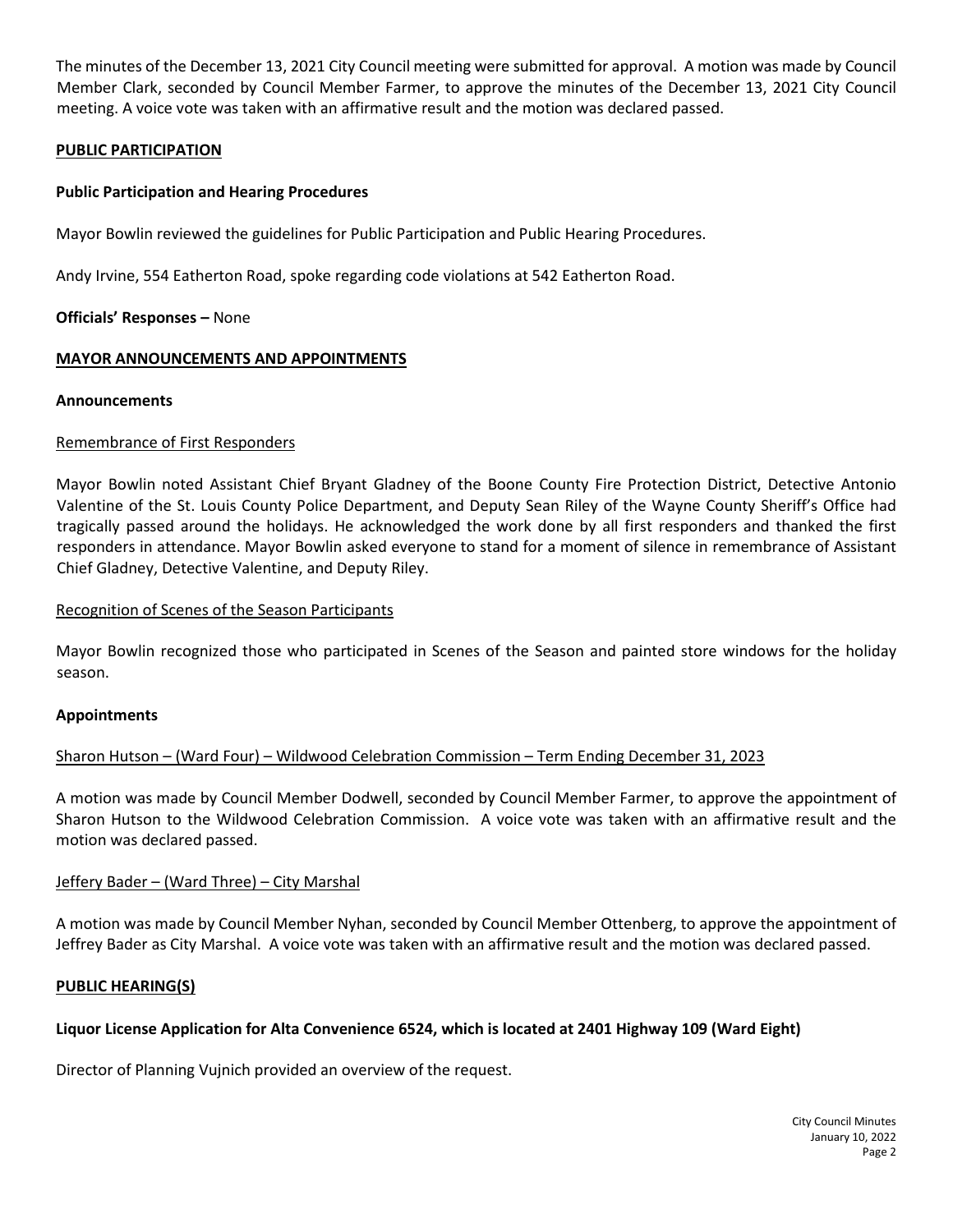The minutes of the December 13, 2021 City Council meeting were submitted for approval. A motion was made by Council Member Clark, seconded by Council Member Farmer, to approve the minutes of the December 13, 2021 City Council meeting. A voice vote was taken with an affirmative result and the motion was declared passed.

## PUBLIC PARTICIPATION

### Public Participation and Hearing Procedures

Mayor Bowlin reviewed the guidelines for Public Participation and Public Hearing Procedures.

Andy Irvine, 554 Eatherton Road, spoke regarding code violations at 542 Eatherton Road.

**Officials' Responses –** None

## MAYOR ANNOUNCEMENTS AND APPOINTMENTS

### Announcements

Remembrance of First Responders

Mayor Bowlin noted Assistant Chief Bryant Gladney of the Boone County Fire Protection District, Detective Antonio Valentine of the St. Louis County Police Department, and Deputy Sean Riley of the Wayne County Sheriff's Office had tragically passed around the holidays. He acknowledged the work done by all first responders and thanked the first responders in attendance. Mayor Bowlin asked everyone to stand for a moment of silence in remembrance of Assistant Chief Gladney, Detective Valentine, and Deputy Riley.

Recognition of Scenes of the Season Participants

Mayor Bowlin recognized those who participated in Scenes of the Season and painted store windows for the holiday season.

### Appointments

Sharon Hutson – (Ward Four) – Wildwood Celebration Commission – Term Ending December 31, 2023

A motion was made by Council Member Dodwell, seconded by Council Member Farmer, to approve the appointment of Sharon Hutson to the Wildwood Celebration Commission. A voice vote was taken with an affirmative result and the motion was declared passed.

Jeffery Bader – (Ward Three) – City Marshal

A motion was made by Council Member Nyhan, seconded by Council Member Ottenberg, to approve the appointment of Jeffrey Bader as City Marshal. A voice vote was taken with an affirmative result and the motion was declared passed.

## PUBLIC HEARING(S)

### Liquor License Application for Alta Convenience 6524, which is located at 2401 Highway 109 (Ward Eight)

Director of Planning Vujnich provided an overview of the request.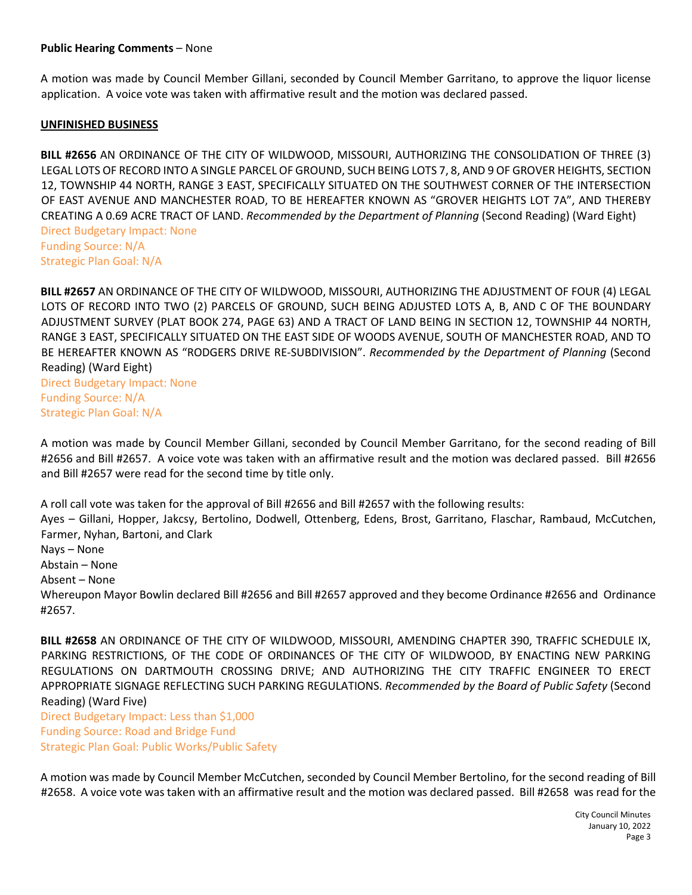**Public Hearing Comments** – None

A motion was made by Council Member Gillani, seconded by Council Member Garritano, to approve the liquor license application. A voice vote was taken with affirmative result and the motion was declared passed.

**UNFINISHED BUSINESS**

**BILL #2656** AN ORDINANCE OF THE CITY OF WILDWOOD, MISSOURI, AUTHORIZING THE CONSOLIDATION OF THREE (3) LEGAL LOTS OF RECORD INTO A SINGLE PARCEL OF GROUND, SUCH BEING LOTS 7, 8, AND 9 OF GROVER HEIGHTS, SECTION 12, TOWNSHIP 44 NORTH, RANGE 3 EAST, SPECIFICALLY SITUATED ON THE SOUTHWEST CORNER OF THE INTERSECTION OF EAST AVENUE AND MANCHESTER ROAD, TO BE HEREAFTER KNOWN AS "GROVER HEIGHTS LOT 7A", AND THEREBY CREATING A 0.69 ACRE TRACT OF LAND. *Recommended by the Department of Planning* (Second Reading) (Ward Eight)
Direct Budgetary Impact: None
Funding Source: N/A
Strategic Plan Goal: N/A

**BILL #2657** AN ORDINANCE OF THE CITY OF WILDWOOD, MISSOURI, AUTHORIZING THE ADJUSTMENT OF FOUR (4) LEGAL LOTS OF RECORD INTO TWO (2) PARCELS OF GROUND, SUCH BEING ADJUSTED LOTS A, B, AND C OF THE BOUNDARY ADJUSTMENT SURVEY (PLAT BOOK 274, PAGE 63) AND A TRACT OF LAND BEING IN SECTION 12, TOWNSHIP 44 NORTH, RANGE 3 EAST, SPECIFICALLY SITUATED ON THE EAST SIDE OF WOODS AVENUE, SOUTH OF MANCHESTER ROAD, AND TO BE HEREAFTER KNOWN AS "RODGERS DRIVE RE-SUBDIVISION". *Recommended by the Department of Planning* (Second Reading) (Ward Eight)
Direct Budgetary Impact: None
Funding Source: N/A
Strategic Plan Goal: N/A

A motion was made by Council Member Gillani, seconded by Council Member Garritano, for the second reading of Bill #2656 and Bill #2657. A voice vote was taken with an affirmative result and the motion was declared passed. Bill #2656 and Bill #2657 were read for the second time by title only.

A roll call vote was taken for the approval of Bill #2656 and Bill #2657 with the following results:
Ayes – Gillani, Hopper, Jakcsy, Bertolino, Dodwell, Ottenberg, Edens, Brost, Garritano, Flaschar, Rambaud, McCutchen, Farmer, Nyhan, Bartoni, and Clark
Nays – None
Abstain – None
Absent – None
Whereupon Mayor Bowlin declared Bill #2656 and Bill #2657 approved and they become Ordinance #2656 and Ordinance #2657.

**BILL #2658** AN ORDINANCE OF THE CITY OF WILDWOOD, MISSOURI, AMENDING CHAPTER 390, TRAFFIC SCHEDULE IX, PARKING RESTRICTIONS, OF THE CODE OF ORDINANCES OF THE CITY OF WILDWOOD, BY ENACTING NEW PARKING REGULATIONS ON DARTMOUTH CROSSING DRIVE; AND AUTHORIZING THE CITY TRAFFIC ENGINEER TO ERECT APPROPRIATE SIGNAGE REFLECTING SUCH PARKING REGULATIONS. *Recommended by the Board of Public Safety* (Second Reading) (Ward Five)
Direct Budgetary Impact: Less than $1,000
Funding Source: Road and Bridge Fund
Strategic Plan Goal: Public Works/Public Safety

A motion was made by Council Member McCutchen, seconded by Council Member Bertolino, for the second reading of Bill #2658. A voice vote was taken with an affirmative result and the motion was declared passed. Bill #2658 was read for the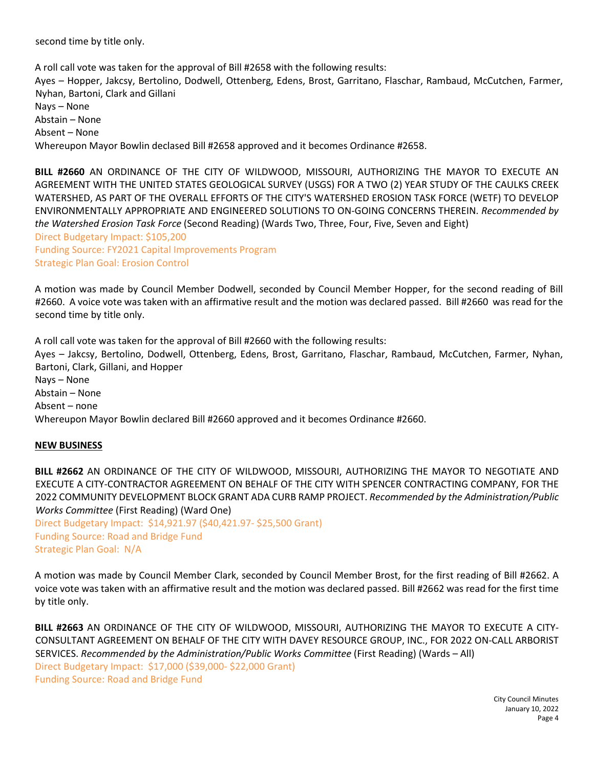second time by title only.

A roll call vote was taken for the approval of Bill #2658 with the following results:

Ayes – Hopper, Jakcsy, Bertolino, Dodwell, Ottenberg, Edens, Brost, Garritano, Flaschar, Rambaud, McCutchen, Farmer, Nyhan, Bartoni, Clark and Gillani

Nays – None

Abstain – None

Absent – None

Whereupon Mayor Bowlin declased Bill #2658 approved and it becomes Ordinance #2658.

**BILL #2660** AN ORDINANCE OF THE CITY OF WILDWOOD, MISSOURI, AUTHORIZING THE MAYOR TO EXECUTE AN AGREEMENT WITH THE UNITED STATES GEOLOGICAL SURVEY (USGS) FOR A TWO (2) YEAR STUDY OF THE CAULKS CREEK WATERSHED, AS PART OF THE OVERALL EFFORTS OF THE CITY'S WATERSHED EROSION TASK FORCE (WETF) TO DEVELOP ENVIRONMENTALLY APPROPRIATE AND ENGINEERED SOLUTIONS TO ON-GOING CONCERNS THEREIN. *Recommended by the Watershed Erosion Task Force* (Second Reading) (Wards Two, Three, Four, Five, Seven and Eight)

Direct Budgetary Impact: $105,200

Funding Source: FY2021 Capital Improvements Program

Strategic Plan Goal: Erosion Control

A motion was made by Council Member Dodwell, seconded by Council Member Hopper, for the second reading of Bill #2660. A voice vote was taken with an affirmative result and the motion was declared passed. Bill #2660 was read for the second time by title only.

A roll call vote was taken for the approval of Bill #2660 with the following results:

Ayes – Jakcsy, Bertolino, Dodwell, Ottenberg, Edens, Brost, Garritano, Flaschar, Rambaud, McCutchen, Farmer, Nyhan, Bartoni, Clark, Gillani, and Hopper

Nays – None

Abstain – None

Absent – none

Whereupon Mayor Bowlin declared Bill #2660 approved and it becomes Ordinance #2660.

## NEW BUSINESS

**BILL #2662** AN ORDINANCE OF THE CITY OF WILDWOOD, MISSOURI, AUTHORIZING THE MAYOR TO NEGOTIATE AND EXECUTE A CITY-CONTRACTOR AGREEMENT ON BEHALF OF THE CITY WITH SPENCER CONTRACTING COMPANY, FOR THE 2022 COMMUNITY DEVELOPMENT BLOCK GRANT ADA CURB RAMP PROJECT. *Recommended by the Administration/Public Works Committee* (First Reading) (Ward One)

Direct Budgetary Impact: $14,921.97 ($40,421.97- $25,500 Grant)

Funding Source: Road and Bridge Fund

Strategic Plan Goal: N/A

A motion was made by Council Member Clark, seconded by Council Member Brost, for the first reading of Bill #2662. A voice vote was taken with an affirmative result and the motion was declared passed. Bill #2662 was read for the first time by title only.

**BILL #2663** AN ORDINANCE OF THE CITY OF WILDWOOD, MISSOURI, AUTHORIZING THE MAYOR TO EXECUTE A CITY-CONSULTANT AGREEMENT ON BEHALF OF THE CITY WITH DAVEY RESOURCE GROUP, INC., FOR 2022 ON-CALL ARBORIST SERVICES. *Recommended by the Administration/Public Works Committee* (First Reading) (Wards – All)

Direct Budgetary Impact: $17,000 ($39,000- $22,000 Grant)

Funding Source: Road and Bridge Fund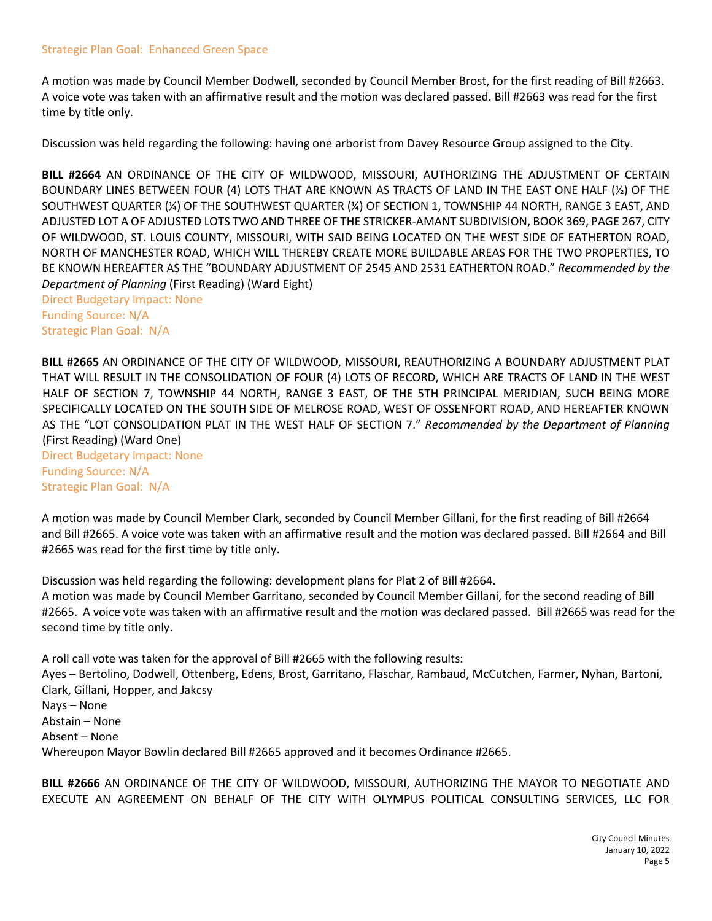Strategic Plan Goal: Enhanced Green Space

A motion was made by Council Member Dodwell, seconded by Council Member Brost, for the first reading of Bill #2663. A voice vote was taken with an affirmative result and the motion was declared passed. Bill #2663 was read for the first time by title only.

Discussion was held regarding the following: having one arborist from Davey Resource Group assigned to the City.

**BILL #2664** AN ORDINANCE OF THE CITY OF WILDWOOD, MISSOURI, AUTHORIZING THE ADJUSTMENT OF CERTAIN BOUNDARY LINES BETWEEN FOUR (4) LOTS THAT ARE KNOWN AS TRACTS OF LAND IN THE EAST ONE HALF (½) OF THE SOUTHWEST QUARTER (¼) OF THE SOUTHWEST QUARTER (¼) OF SECTION 1, TOWNSHIP 44 NORTH, RANGE 3 EAST, AND ADJUSTED LOT A OF ADJUSTED LOTS TWO AND THREE OF THE STRICKER-AMANT SUBDIVISION, BOOK 369, PAGE 267, CITY OF WILDWOOD, ST. LOUIS COUNTY, MISSOURI, WITH SAID BEING LOCATED ON THE WEST SIDE OF EATHERTON ROAD, NORTH OF MANCHESTER ROAD, WHICH WILL THEREBY CREATE MORE BUILDABLE AREAS FOR THE TWO PROPERTIES, TO BE KNOWN HEREAFTER AS THE "BOUNDARY ADJUSTMENT OF 2545 AND 2531 EATHERTON ROAD." *Recommended by the Department of Planning* (First Reading) (Ward Eight)

Direct Budgetary Impact: None
Funding Source: N/A
Strategic Plan Goal: N/A

**BILL #2665** AN ORDINANCE OF THE CITY OF WILDWOOD, MISSOURI, REAUTHORIZING A BOUNDARY ADJUSTMENT PLAT THAT WILL RESULT IN THE CONSOLIDATION OF FOUR (4) LOTS OF RECORD, WHICH ARE TRACTS OF LAND IN THE WEST HALF OF SECTION 7, TOWNSHIP 44 NORTH, RANGE 3 EAST, OF THE 5TH PRINCIPAL MERIDIAN, SUCH BEING MORE SPECIFICALLY LOCATED ON THE SOUTH SIDE OF MELROSE ROAD, WEST OF OSSENFORT ROAD, AND HEREAFTER KNOWN AS THE "LOT CONSOLIDATION PLAT IN THE WEST HALF OF SECTION 7." *Recommended by the Department of Planning* (First Reading) (Ward One)

Direct Budgetary Impact: None
Funding Source: N/A
Strategic Plan Goal: N/A

A motion was made by Council Member Clark, seconded by Council Member Gillani, for the first reading of Bill #2664 and Bill #2665. A voice vote was taken with an affirmative result and the motion was declared passed. Bill #2664 and Bill #2665 was read for the first time by title only.

Discussion was held regarding the following: development plans for Plat 2 of Bill #2664.
A motion was made by Council Member Garritano, seconded by Council Member Gillani, for the second reading of Bill #2665. A voice vote was taken with an affirmative result and the motion was declared passed. Bill #2665 was read for the second time by title only.

A roll call vote was taken for the approval of Bill #2665 with the following results:
Ayes – Bertolino, Dodwell, Ottenberg, Edens, Brost, Garritano, Flaschar, Rambaud, McCutchen, Farmer, Nyhan, Bartoni, Clark, Gillani, Hopper, and Jakcsy
Nays – None
Abstain – None
Absent – None
Whereupon Mayor Bowlin declared Bill #2665 approved and it becomes Ordinance #2665.

**BILL #2666** AN ORDINANCE OF THE CITY OF WILDWOOD, MISSOURI, AUTHORIZING THE MAYOR TO NEGOTIATE AND EXECUTE AN AGREEMENT ON BEHALF OF THE CITY WITH OLYMPUS POLITICAL CONSULTING SERVICES, LLC FOR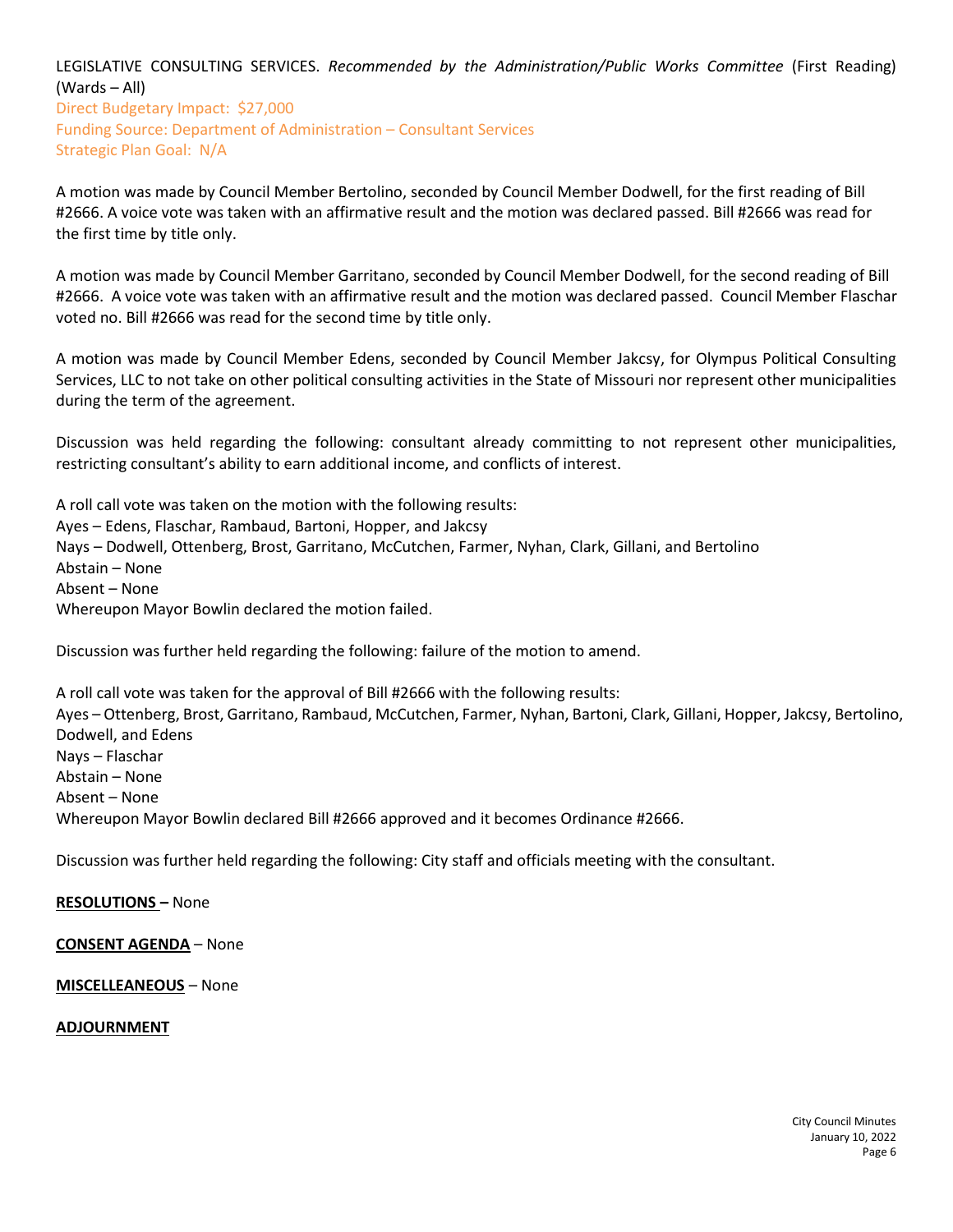LEGISLATIVE CONSULTING SERVICES. *Recommended by the Administration/Public Works Committee* (First Reading) (Wards – All)
Direct Budgetary Impact: $27,000
Funding Source: Department of Administration – Consultant Services
Strategic Plan Goal: N/A

A motion was made by Council Member Bertolino, seconded by Council Member Dodwell, for the first reading of Bill #2666. A voice vote was taken with an affirmative result and the motion was declared passed. Bill #2666 was read for the first time by title only.

A motion was made by Council Member Garritano, seconded by Council Member Dodwell, for the second reading of Bill #2666. A voice vote was taken with an affirmative result and the motion was declared passed. Council Member Flaschar voted no. Bill #2666 was read for the second time by title only.

A motion was made by Council Member Edens, seconded by Council Member Jakcsy, for Olympus Political Consulting Services, LLC to not take on other political consulting activities in the State of Missouri nor represent other municipalities during the term of the agreement.

Discussion was held regarding the following: consultant already committing to not represent other municipalities, restricting consultant's ability to earn additional income, and conflicts of interest.

A roll call vote was taken on the motion with the following results:
Ayes – Edens, Flaschar, Rambaud, Bartoni, Hopper, and Jakcsy
Nays – Dodwell, Ottenberg, Brost, Garritano, McCutchen, Farmer, Nyhan, Clark, Gillani, and Bertolino
Abstain – None
Absent – None
Whereupon Mayor Bowlin declared the motion failed.

Discussion was further held regarding the following: failure of the motion to amend.

A roll call vote was taken for the approval of Bill #2666 with the following results:
Ayes – Ottenberg, Brost, Garritano, Rambaud, McCutchen, Farmer, Nyhan, Bartoni, Clark, Gillani, Hopper, Jakcsy, Bertolino, Dodwell, and Edens
Nays – Flaschar
Abstain – None
Absent – None
Whereupon Mayor Bowlin declared Bill #2666 approved and it becomes Ordinance #2666.

Discussion was further held regarding the following: City staff and officials meeting with the consultant.

**RESOLUTIONS –** None

**CONSENT AGENDA** – None

**MISCELLEANEOUS** – None

**ADJOURNMENT**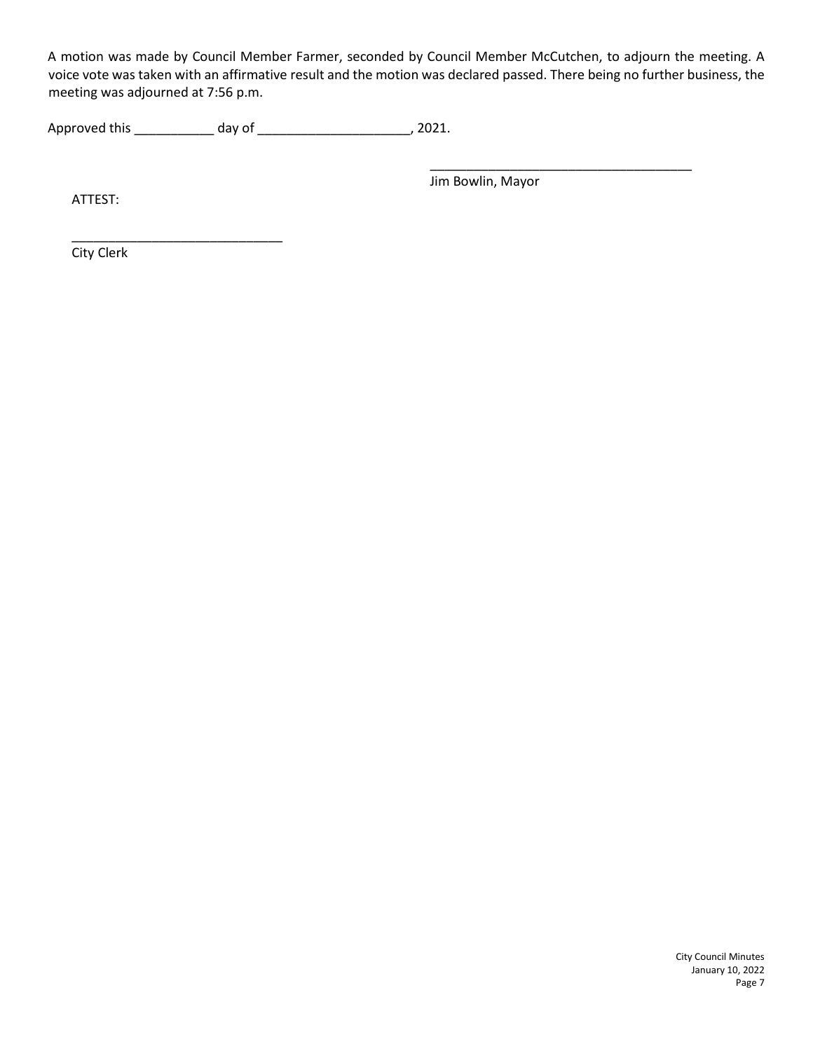A motion was made by Council Member Farmer, seconded by Council Member McCutchen, to adjourn the meeting. A voice vote was taken with an affirmative result and the motion was declared passed. There being no further business, the meeting was adjourned at 7:56 p.m.

Approved this ___________ day of _____________________, 2021.

_____________________________________
Jim Bowlin, Mayor

ATTEST:

_____________________________
City Clerk